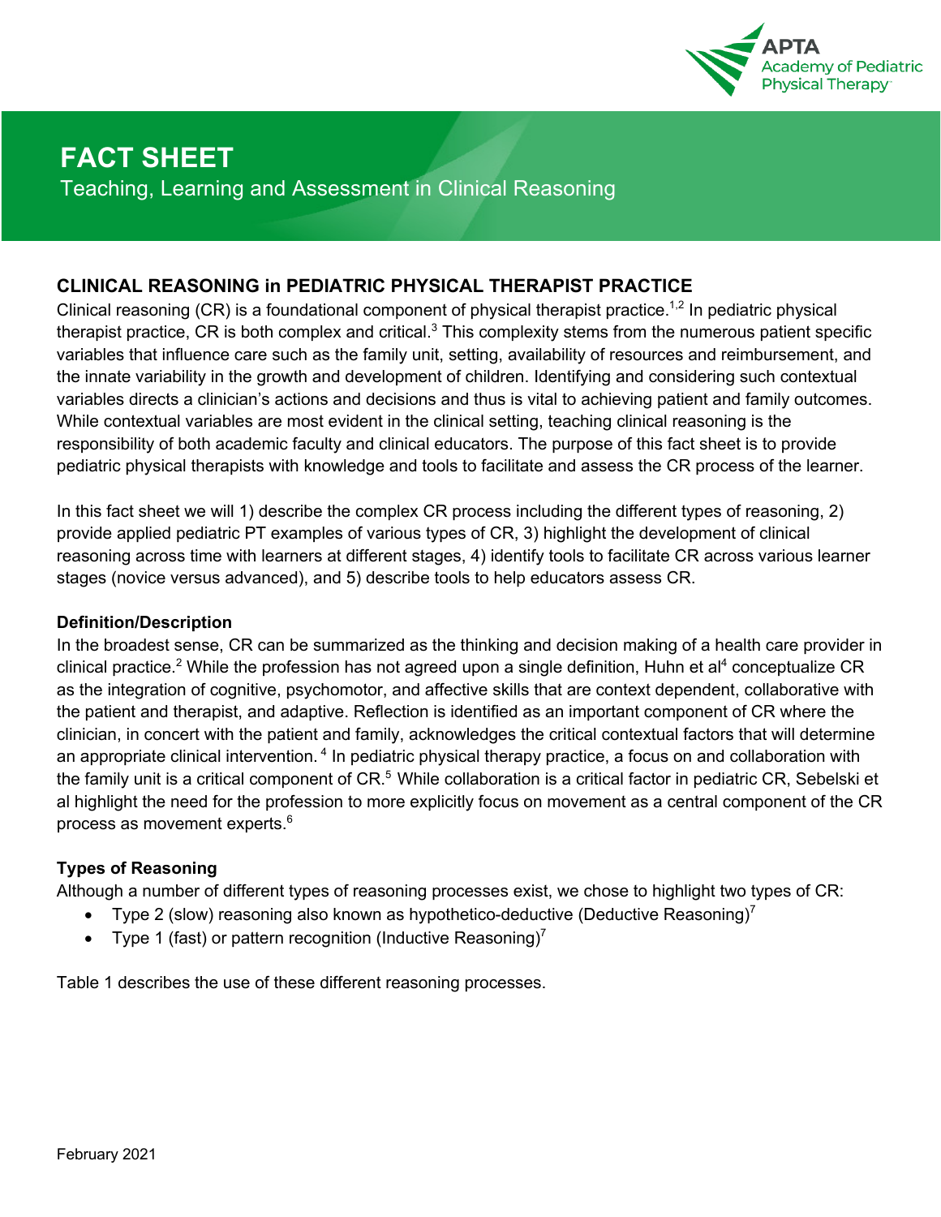# FACT SHEET

Teaching, Learning and Assessment in Clinical Reasoning

## CLINICAL REASONING in PEDIATRIC PHYSICAL THERAPIST PRACTICE

Clinical reasoning (CR) is a foundational component of physical therapist practice.[1,2] In pediatric physical therapist practice, CR is both complex and critical.[3] This complexity stems from the numerous patient specific variables that influence care such as the family unit, setting, availability of resources and reimbursement, and the innate variability in the growth and development of children. Identifying and considering such contextual variables directs a clinician's actions and decisions and thus is vital to achieving patient and family outcomes. While contextual variables are most evident in the clinical setting, teaching clinical reasoning is the responsibility of both academic faculty and clinical educators. The purpose of this fact sheet is to provide pediatric physical therapists with knowledge and tools to facilitate and assess the CR process of the learner.

In this fact sheet we will 1) describe the complex CR process including the different types of reasoning, 2) provide applied pediatric PT examples of various types of CR, 3) highlight the development of clinical reasoning across time with learners at different stages, 4) identify tools to facilitate CR across various learner stages (novice versus advanced), and 5) describe tools to help educators assess CR.

### Definition/Description

In the broadest sense, CR can be summarized as the thinking and decision making of a health care provider in clinical practice.[2] While the profession has not agreed upon a single definition, Huhn et al[4] conceptualize CR as the integration of cognitive, psychomotor, and affective skills that are context dependent, collaborative with the patient and therapist, and adaptive. Reflection is identified as an important component of CR where the clinician, in concert with the patient and family, acknowledges the critical contextual factors that will determine an appropriate clinical intervention. [4] In pediatric physical therapy practice, a focus on and collaboration with the family unit is a critical component of CR.[5] While collaboration is a critical factor in pediatric CR, Sebelski et al highlight the need for the profession to more explicitly focus on movement as a central component of the CR process as movement experts.[6]

### Types of Reasoning

Although a number of different types of reasoning processes exist, we chose to highlight two types of CR:

- Type 2 (slow) reasoning also known as hypothetico-deductive (Deductive Reasoning)[7]
- Type 1 (fast) or pattern recognition (Inductive Reasoning)[7]

Table 1 describes the use of these different reasoning processes.

February 2021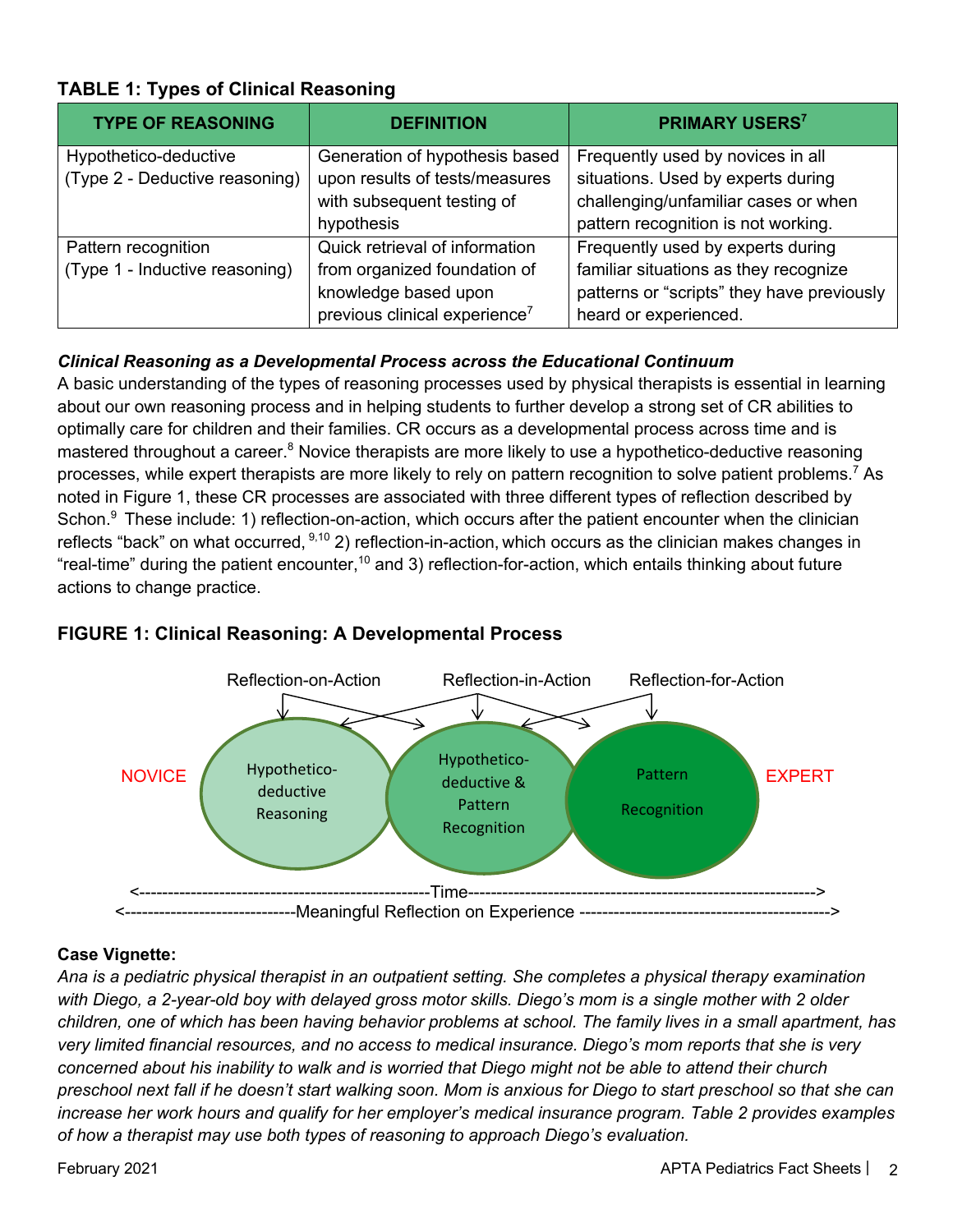### TABLE 1: Types of Clinical Reasoning

| TYPE OF REASONING | DEFINITION | PRIMARY USERS[7] |
| --- | --- | --- |
| Hypothetico-deductive (Type 2 - Deductive reasoning) | Generation of hypothesis based upon results of tests/measures with subsequent testing of hypothesis | Frequently used by novices in all situations. Used by experts during challenging/unfamiliar cases or when pattern recognition is not working. |
| Pattern recognition (Type 1 - Inductive reasoning) | Quick retrieval of information from organized foundation of knowledge based upon previous clinical experience[7] | Frequently used by experts during familiar situations as they recognize patterns or "scripts" they have previously heard or experienced. |

***Clinical Reasoning as a Developmental Process across the Educational Continuum***

A basic understanding of the types of reasoning processes used by physical therapists is essential in learning about our own reasoning process and in helping students to further develop a strong set of CR abilities to optimally care for children and their families. CR occurs as a developmental process across time and is mastered throughout a career.[8] Novice therapists are more likely to use a hypothetico-deductive reasoning processes, while expert therapists are more likely to rely on pattern recognition to solve patient problems.[7] As noted in Figure 1, these CR processes are associated with three different types of reflection described by Schon.[9] These include: 1) reflection-on-action, which occurs after the patient encounter when the clinician reflects "back" on what occurred, [9,10] 2) reflection-in-action, which occurs as the clinician makes changes in "real-time" during the patient encounter,[10] and 3) reflection-for-action, which entails thinking about future actions to change practice.

### FIGURE 1: Clinical Reasoning: A Developmental Process

Reflection-on-Action Reflection-in-Action Reflection-for-Action

NOVICE — Hypothetico-deductive Reasoning — Hypothetico-deductive & Pattern Recognition — Pattern Recognition — EXPERT

<---------------------Time--------------------->

<---------------------Meaningful Reflection on Experience--------------------->

**Case Vignette:**

*Ana is a pediatric physical therapist in an outpatient setting. She completes a physical therapy examination with Diego, a 2-year-old boy with delayed gross motor skills. Diego's mom is a single mother with 2 older children, one of which has been having behavior problems at school. The family lives in a small apartment, has very limited financial resources, and no access to medical insurance. Diego's mom reports that she is very concerned about his inability to walk and is worried that Diego might not be able to attend their church preschool next fall if he doesn't start walking soon. Mom is anxious for Diego to start preschool so that she can increase her work hours and qualify for her employer's medical insurance program. Table 2 provides examples of how a therapist may use both types of reasoning to approach Diego's evaluation.*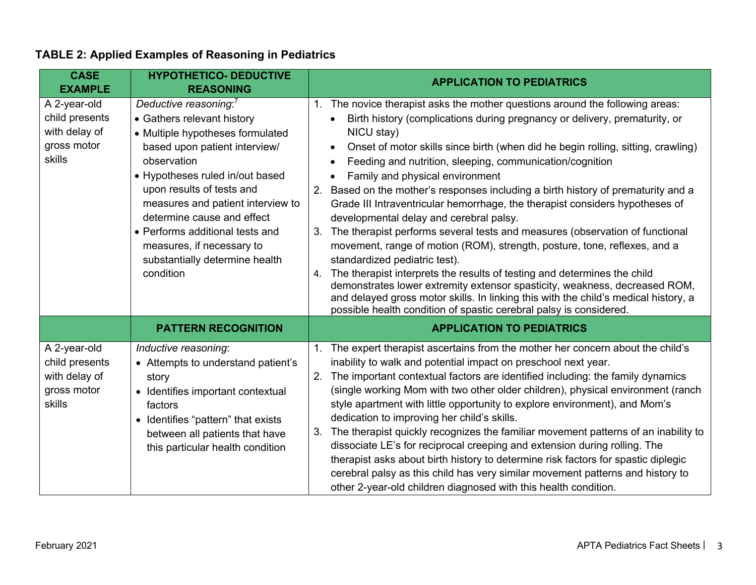**TABLE 2: Applied Examples of Reasoning in Pediatrics**

| CASE EXAMPLE | HYPOTHETICO- DEDUCTIVE REASONING | APPLICATION TO PEDIATRICS |
|---|---|---|
| A 2-year-old child presents with delay of gross motor skills | *Deductive reasoning*:[7]<br>• Gathers relevant history<br>• Multiple hypotheses formulated based upon patient interview/ observation<br>• Hypotheses ruled in/out based upon results of tests and measures and patient interview to determine cause and effect<br>• Performs additional tests and measures, if necessary to substantially determine health condition | 1. The novice therapist asks the mother questions around the following areas:<br>• Birth history (complications during pregnancy or delivery, prematurity, or NICU stay)<br>• Onset of motor skills since birth (when did he begin rolling, sitting, crawling)<br>• Feeding and nutrition, sleeping, communication/cognition<br>• Family and physical environment<br>2. Based on the mother's responses including a birth history of prematurity and a Grade III Intraventricular hemorrhage, the therapist considers hypotheses of developmental delay and cerebral palsy.<br>3. The therapist performs several tests and measures (observation of functional movement, range of motion (ROM), strength, posture, tone, reflexes, and a standardized pediatric test).<br>4. The therapist interprets the results of testing and determines the child demonstrates lower extremity extensor spasticity, weakness, decreased ROM, and delayed gross motor skills. In linking this with the child's medical history, a possible health condition of spastic cerebral palsy is considered. |
| | **PATTERN RECOGNITION** | **APPLICATION TO PEDIATRICS** |
| A 2-year-old child presents with delay of gross motor skills | *Inductive reasoning*:<br>• Attempts to understand patient's story<br>• Identifies important contextual factors<br>• Identifies "pattern" that exists between all patients that have this particular health condition | 1. The expert therapist ascertains from the mother her concern about the child's inability to walk and potential impact on preschool next year.<br>2. The important contextual factors are identified including: the family dynamics (single working Mom with two other older children), physical environment (ranch style apartment with little opportunity to explore environment), and Mom's dedication to improving her child's skills.<br>3. The therapist quickly recognizes the familiar movement patterns of an inability to dissociate LE's for reciprocal creeping and extension during rolling. The therapist asks about birth history to determine risk factors for spastic diplegic cerebral palsy as this child has very similar movement patterns and history to other 2-year-old children diagnosed with this health condition. |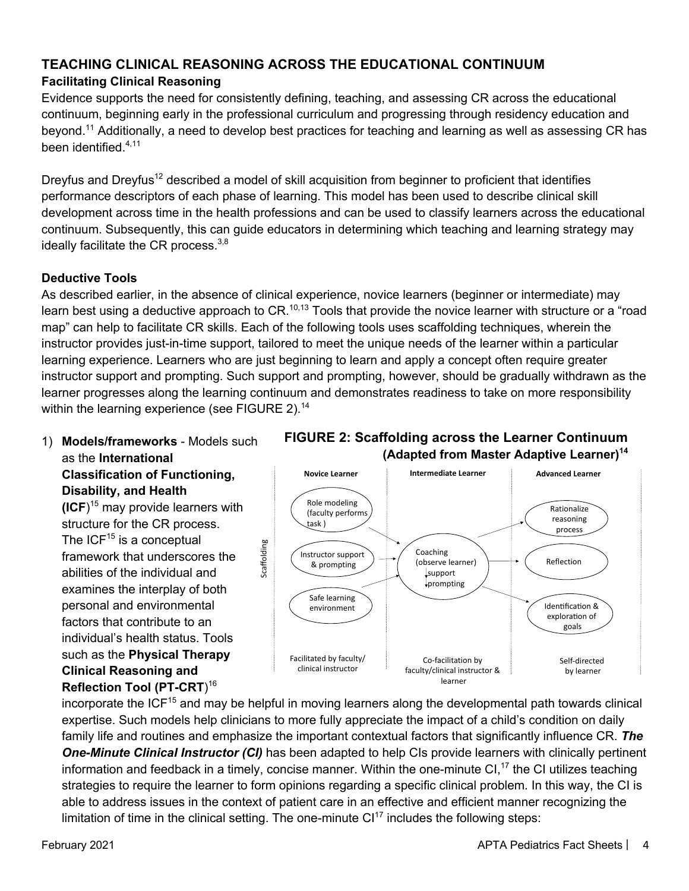## TEACHING CLINICAL REASONING ACROSS THE EDUCATIONAL CONTINUUM

### Facilitating Clinical Reasoning

Evidence supports the need for consistently defining, teaching, and assessing CR across the educational continuum, beginning early in the professional curriculum and progressing through residency education and beyond.[11] Additionally, a need to develop best practices for teaching and learning as well as assessing CR has been identified.[4,11]

Dreyfus and Dreyfus[12] described a model of skill acquisition from beginner to proficient that identifies performance descriptors of each phase of learning. This model has been used to describe clinical skill development across time in the health professions and can be used to classify learners across the educational continuum. Subsequently, this can guide educators in determining which teaching and learning strategy may ideally facilitate the CR process.[3,8]

### Deductive Tools

As described earlier, in the absence of clinical experience, novice learners (beginner or intermediate) may learn best using a deductive approach to CR.[10,13] Tools that provide the novice learner with structure or a "road map" can help to facilitate CR skills. Each of the following tools uses scaffolding techniques, wherein the instructor provides just-in-time support, tailored to meet the unique needs of the learner within a particular learning experience. Learners who are just beginning to learn and apply a concept often require greater instructor support and prompting. Such support and prompting, however, should be gradually withdrawn as the learner progresses along the learning continuum and demonstrates readiness to take on more responsibility within the learning experience (see FIGURE 2).[14]

**FIGURE 2: Scaffolding across the Learner Continuum (Adapted from Master Adaptive Learner)[14]**

| Novice Learner | Intermediate Learner | Advanced Learner |
|---|---|---|
| Role modeling (faculty performs task) | | Rationalize reasoning process |
| Instructor support & prompting | Coaching (observe learner) ↓support ↓prompting | Reflection |
| Safe learning environment | | Identification & exploration of goals |
| Facilitated by faculty/ clinical instructor | Co-facilitation by faculty/clinical instructor & learner | Self-directed by learner |

1) **Models/frameworks** - Models such as the **International Classification of Functioning, Disability, and Health (ICF**)[15] may provide learners with structure for the CR process. The ICF[15] is a conceptual framework that underscores the abilities of the individual and examines the interplay of both personal and environmental factors that contribute to an individual's health status. Tools such as the **Physical Therapy Clinical Reasoning and Reflection Tool (PT-CRT**)[16] incorporate the ICF[15] and may be helpful in moving learners along the developmental path towards clinical expertise. Such models help clinicians to more fully appreciate the impact of a child's condition on daily family life and routines and emphasize the important contextual factors that significantly influence CR. ***The One-Minute Clinical Instructor (CI)*** has been adapted to help CIs provide learners with clinically pertinent information and feedback in a timely, concise manner. Within the one-minute CI,[17] the CI utilizes teaching strategies to require the learner to form opinions regarding a specific clinical problem. In this way, the CI is able to address issues in the context of patient care in an effective and efficient manner recognizing the limitation of time in the clinical setting. The one-minute CI[17] includes the following steps: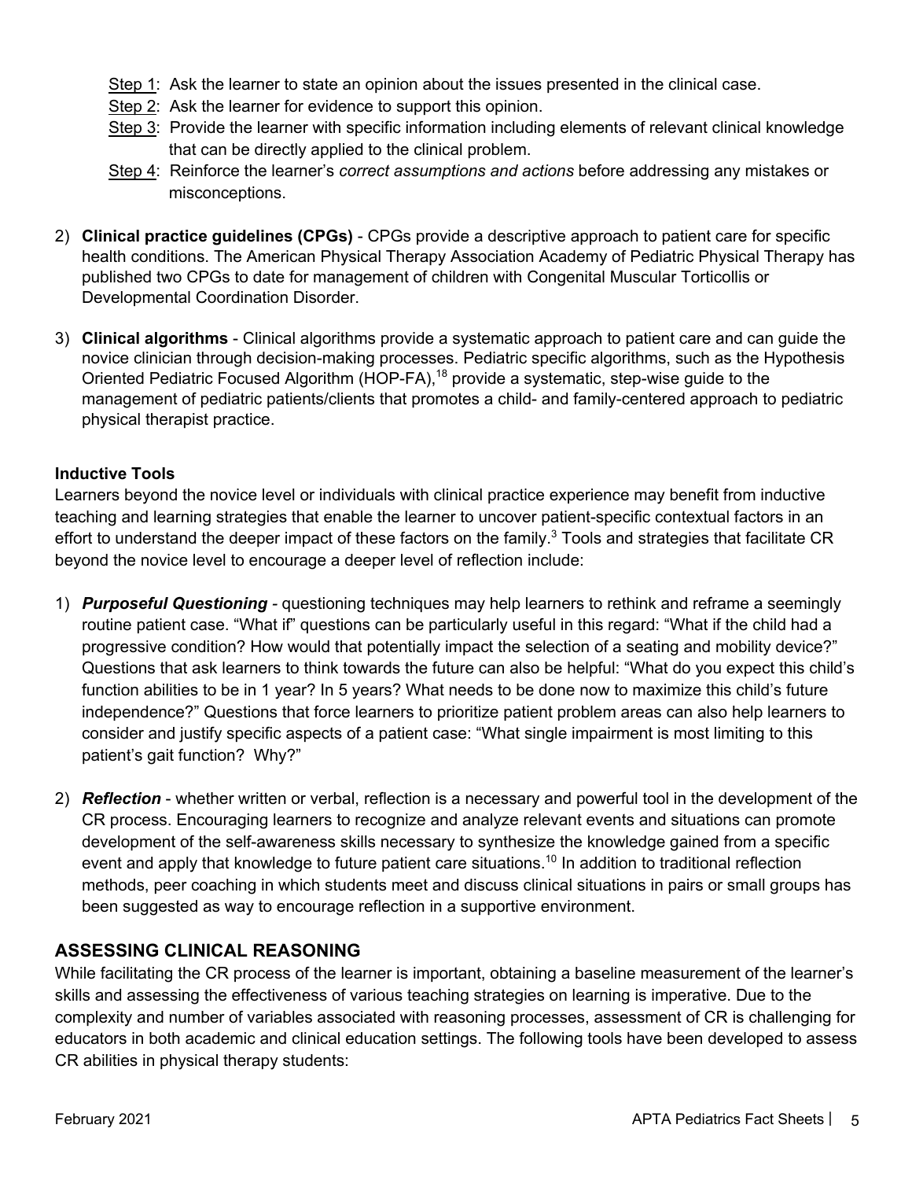Step 1: Ask the learner to state an opinion about the issues presented in the clinical case.
Step 2: Ask the learner for evidence to support this opinion.
Step 3: Provide the learner with specific information including elements of relevant clinical knowledge that can be directly applied to the clinical problem.
Step 4: Reinforce the learner's *correct assumptions and actions* before addressing any mistakes or misconceptions.

2) **Clinical practice guidelines (CPGs)** - CPGs provide a descriptive approach to patient care for specific health conditions. The American Physical Therapy Association Academy of Pediatric Physical Therapy has published two CPGs to date for management of children with Congenital Muscular Torticollis or Developmental Coordination Disorder.

3) **Clinical algorithms** - Clinical algorithms provide a systematic approach to patient care and can guide the novice clinician through decision-making processes. Pediatric specific algorithms, such as the Hypothesis Oriented Pediatric Focused Algorithm (HOP-FA),[18] provide a systematic, step-wise guide to the management of pediatric patients/clients that promotes a child- and family-centered approach to pediatric physical therapist practice.

**Inductive Tools**

Learners beyond the novice level or individuals with clinical practice experience may benefit from inductive teaching and learning strategies that enable the learner to uncover patient-specific contextual factors in an effort to understand the deeper impact of these factors on the family.[3] Tools and strategies that facilitate CR beyond the novice level to encourage a deeper level of reflection include:

1) ***Purposeful Questioning*** - questioning techniques may help learners to rethink and reframe a seemingly routine patient case. "What if" questions can be particularly useful in this regard: "What if the child had a progressive condition? How would that potentially impact the selection of a seating and mobility device?" Questions that ask learners to think towards the future can also be helpful: "What do you expect this child's function abilities to be in 1 year? In 5 years? What needs to be done now to maximize this child's future independence?" Questions that force learners to prioritize patient problem areas can also help learners to consider and justify specific aspects of a patient case: "What single impairment is most limiting to this patient's gait function? Why?"

2) ***Reflection*** - whether written or verbal, reflection is a necessary and powerful tool in the development of the CR process. Encouraging learners to recognize and analyze relevant events and situations can promote development of the self-awareness skills necessary to synthesize the knowledge gained from a specific event and apply that knowledge to future patient care situations.[10] In addition to traditional reflection methods, peer coaching in which students meet and discuss clinical situations in pairs or small groups has been suggested as way to encourage reflection in a supportive environment.

## ASSESSING CLINICAL REASONING

While facilitating the CR process of the learner is important, obtaining a baseline measurement of the learner's skills and assessing the effectiveness of various teaching strategies on learning is imperative. Due to the complexity and number of variables associated with reasoning processes, assessment of CR is challenging for educators in both academic and clinical education settings. The following tools have been developed to assess CR abilities in physical therapy students: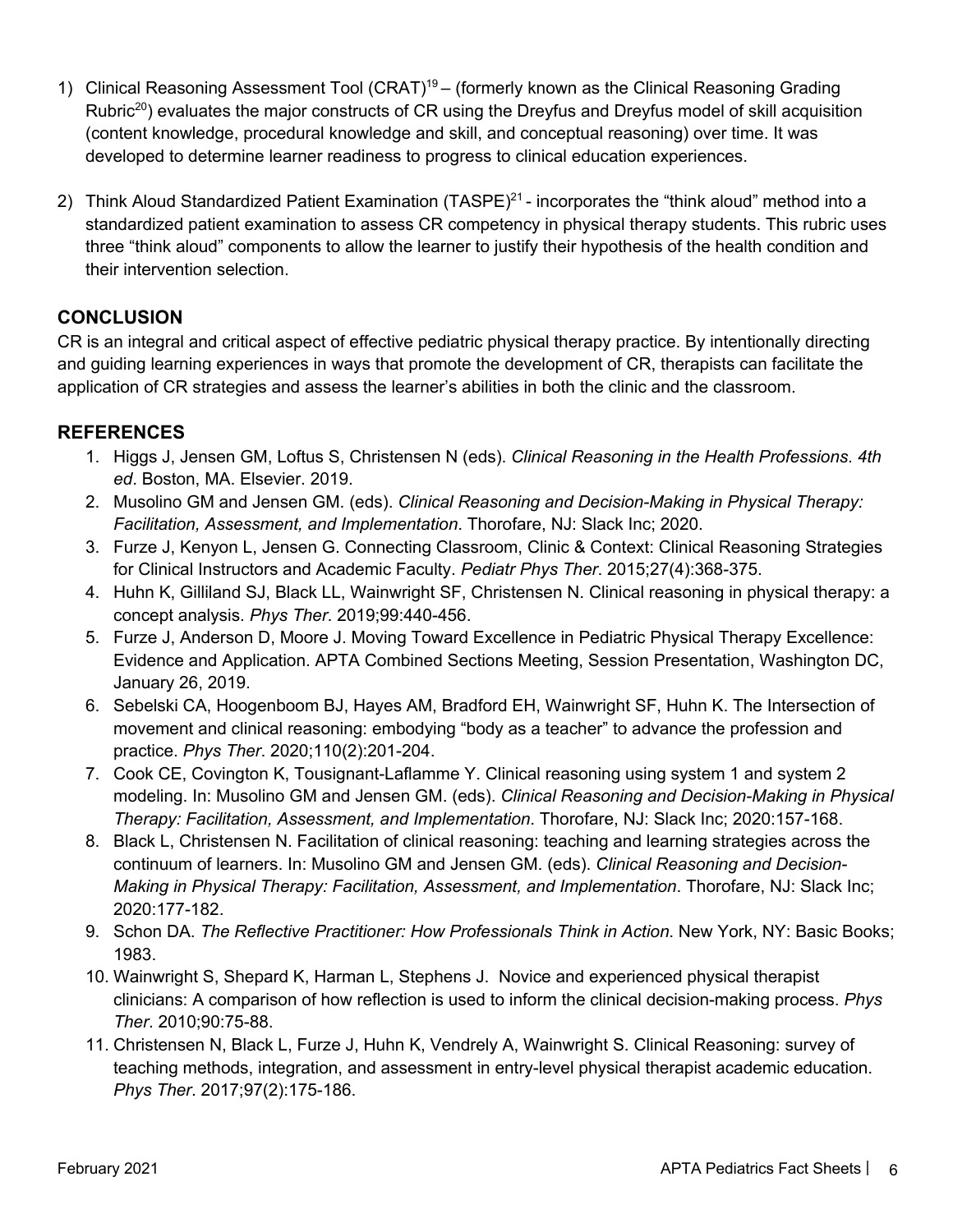1) Clinical Reasoning Assessment Tool (CRAT)[19] – (formerly known as the Clinical Reasoning Grading Rubric[20]) evaluates the major constructs of CR using the Dreyfus and Dreyfus model of skill acquisition (content knowledge, procedural knowledge and skill, and conceptual reasoning) over time. It was developed to determine learner readiness to progress to clinical education experiences.

2) Think Aloud Standardized Patient Examination (TASPE)[21] - incorporates the "think aloud" method into a standardized patient examination to assess CR competency in physical therapy students. This rubric uses three "think aloud" components to allow the learner to justify their hypothesis of the health condition and their intervention selection.

## CONCLUSION

CR is an integral and critical aspect of effective pediatric physical therapy practice. By intentionally directing and guiding learning experiences in ways that promote the development of CR, therapists can facilitate the application of CR strategies and assess the learner's abilities in both the clinic and the classroom.

## REFERENCES

1. Higgs J, Jensen GM, Loftus S, Christensen N (eds). *Clinical Reasoning in the Health Professions. 4th ed*. Boston, MA. Elsevier. 2019.
2. Musolino GM and Jensen GM. (eds). *Clinical Reasoning and Decision-Making in Physical Therapy: Facilitation, Assessment, and Implementation*. Thorofare, NJ: Slack Inc; 2020.
3. Furze J, Kenyon L, Jensen G. Connecting Classroom, Clinic & Context: Clinical Reasoning Strategies for Clinical Instructors and Academic Faculty. *Pediatr Phys Ther*. 2015;27(4):368-375.
4. Huhn K, Gilliland SJ, Black LL, Wainwright SF, Christensen N. Clinical reasoning in physical therapy: a concept analysis. *Phys Ther*. 2019;99:440-456.
5. Furze J, Anderson D, Moore J. Moving Toward Excellence in Pediatric Physical Therapy Excellence: Evidence and Application. APTA Combined Sections Meeting, Session Presentation, Washington DC, January 26, 2019.
6. Sebelski CA, Hoogenboom BJ, Hayes AM, Bradford EH, Wainwright SF, Huhn K. The Intersection of movement and clinical reasoning: embodying "body as a teacher" to advance the profession and practice. *Phys Ther*. 2020;110(2):201-204.
7. Cook CE, Covington K, Tousignant-Laflamme Y. Clinical reasoning using system 1 and system 2 modeling. In: Musolino GM and Jensen GM. (eds). *Clinical Reasoning and Decision-Making in Physical Therapy: Facilitation, Assessment, and Implementation*. Thorofare, NJ: Slack Inc; 2020:157-168.
8. Black L, Christensen N. Facilitation of clinical reasoning: teaching and learning strategies across the continuum of learners. In: Musolino GM and Jensen GM. (eds). *Clinical Reasoning and Decision-Making in Physical Therapy: Facilitation, Assessment, and Implementation*. Thorofare, NJ: Slack Inc; 2020:177-182.
9. Schon DA. *The Reflective Practitioner: How Professionals Think in Action*. New York, NY: Basic Books; 1983.
10. Wainwright S, Shepard K, Harman L, Stephens J. Novice and experienced physical therapist clinicians: A comparison of how reflection is used to inform the clinical decision-making process. *Phys Ther*. 2010;90:75-88.
11. Christensen N, Black L, Furze J, Huhn K, Vendrely A, Wainwright S. Clinical Reasoning: survey of teaching methods, integration, and assessment in entry-level physical therapist academic education. *Phys Ther*. 2017;97(2):175-186.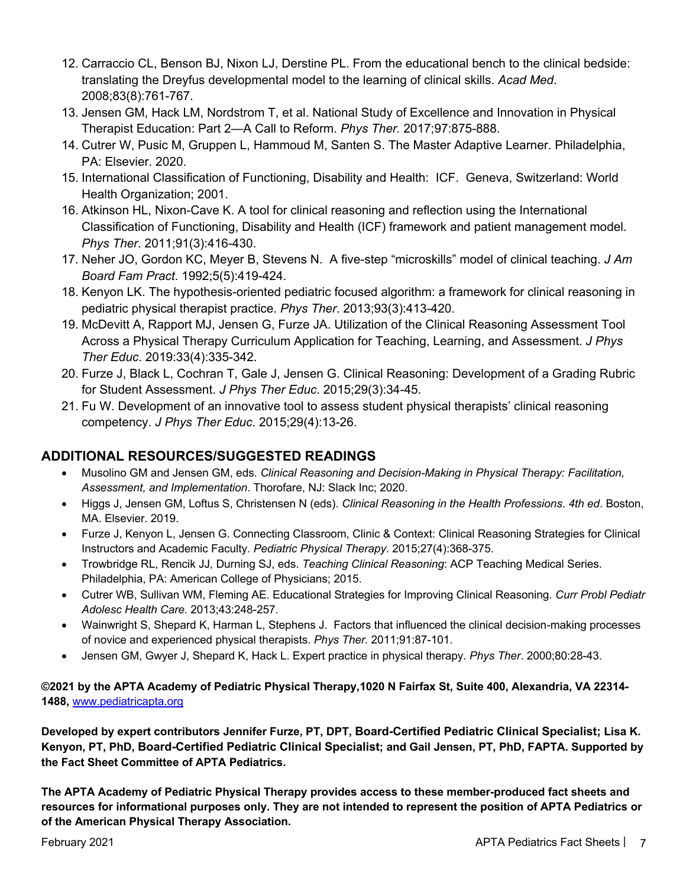12. Carraccio CL, Benson BJ, Nixon LJ, Derstine PL. From the educational bench to the clinical bedside: translating the Dreyfus developmental model to the learning of clinical skills. *Acad Med*. 2008;83(8):761-767.
13. Jensen GM, Hack LM, Nordstrom T, et al. National Study of Excellence and Innovation in Physical Therapist Education: Part 2—A Call to Reform. *Phys Ther*. 2017;97:875-888.
14. Cutrer W, Pusic M, Gruppen L, Hammoud M, Santen S. The Master Adaptive Learner. Philadelphia, PA: Elsevier. 2020.
15. International Classification of Functioning, Disability and Health: ICF. Geneva, Switzerland: World Health Organization; 2001.
16. Atkinson HL, Nixon-Cave K. A tool for clinical reasoning and reflection using the International Classification of Functioning, Disability and Health (ICF) framework and patient management model. *Phys Ther*. 2011;91(3):416-430.
17. Neher JO, Gordon KC, Meyer B, Stevens N. A five-step "microskills" model of clinical teaching. *J Am Board Fam Pract*. 1992;5(5):419-424.
18. Kenyon LK. The hypothesis-oriented pediatric focused algorithm: a framework for clinical reasoning in pediatric physical therapist practice. *Phys Ther*. 2013;93(3):413-420.
19. McDevitt A, Rapport MJ, Jensen G, Furze JA. Utilization of the Clinical Reasoning Assessment Tool Across a Physical Therapy Curriculum Application for Teaching, Learning, and Assessment. *J Phys Ther Educ*. 2019:33(4):335-342.
20. Furze J, Black L, Cochran T, Gale J, Jensen G. Clinical Reasoning: Development of a Grading Rubric for Student Assessment. *J Phys Ther Educ*. 2015;29(3):34-45.
21. Fu W. Development of an innovative tool to assess student physical therapists' clinical reasoning competency. *J Phys Ther Educ*. 2015;29(4):13-26.

## ADDITIONAL RESOURCES/SUGGESTED READINGS

- Musolino GM and Jensen GM, eds. *Clinical Reasoning and Decision-Making in Physical Therapy: Facilitation, Assessment, and Implementation*. Thorofare, NJ: Slack Inc; 2020.
- Higgs J, Jensen GM, Loftus S, Christensen N (eds). *Clinical Reasoning in the Health Professions*. *4th ed*. Boston, MA. Elsevier. 2019.
- Furze J, Kenyon L, Jensen G. Connecting Classroom, Clinic & Context: Clinical Reasoning Strategies for Clinical Instructors and Academic Faculty. *Pediatric Physical Therapy*. 2015;27(4):368-375.
- Trowbridge RL, Rencik JJ, Durning SJ, eds. *Teaching Clinical Reasoning*: ACP Teaching Medical Series. Philadelphia, PA: American College of Physicians; 2015.
- Cutrer WB, Sullivan WM, Fleming AE. Educational Strategies for Improving Clinical Reasoning. *Curr Probl Pediatr Adolesc Health Care.* 2013;43:248-257.
- Wainwright S, Shepard K, Harman L, Stephens J. Factors that influenced the clinical decision-making processes of novice and experienced physical therapists. *Phys Ther.* 2011;91:87-101.
- Jensen GM, Gwyer J, Shepard K, Hack L. Expert practice in physical therapy. *Phys Ther*. 2000;80:28-43.

**©2021 by the APTA Academy of Pediatric Physical Therapy,1020 N Fairfax St, Suite 400, Alexandria, VA 22314-1488,** www.pediatricapta.org

**Developed by expert contributors Jennifer Furze, PT, DPT, Board-Certified Pediatric Clinical Specialist; Lisa K. Kenyon, PT, PhD, Board-Certified Pediatric Clinical Specialist; and Gail Jensen, PT, PhD, FAPTA. Supported by the Fact Sheet Committee of APTA Pediatrics.**

**The APTA Academy of Pediatric Physical Therapy provides access to these member-produced fact sheets and resources for informational purposes only. They are not intended to represent the position of APTA Pediatrics or of the American Physical Therapy Association.**

February 2021